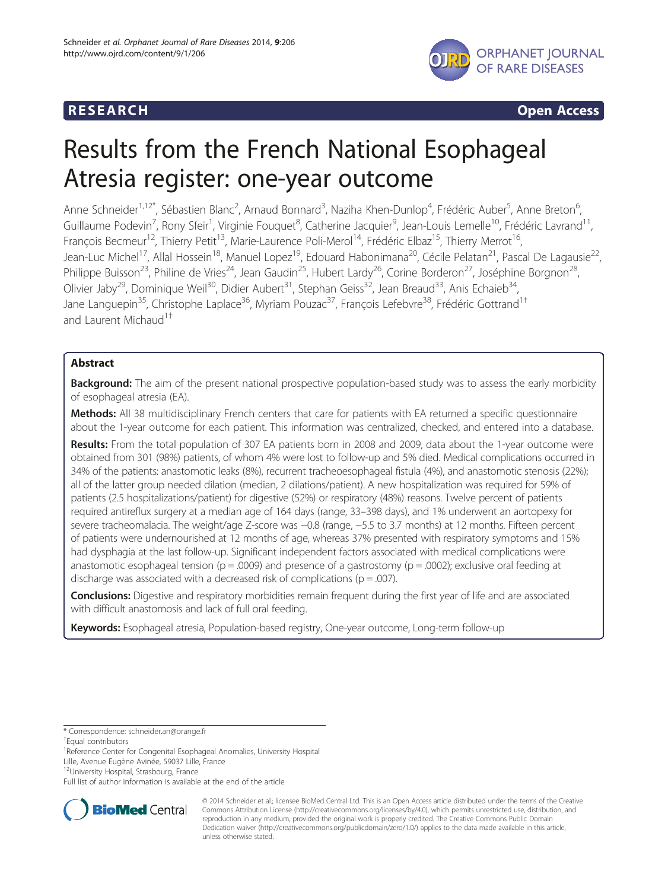RESEARCH **Open Access**

# Results from the French National Esophageal Atresia register: one-year outcome

Anne Schneider[1,12*], Sébastien Blanc[2], Arnaud Bonnard[3], Naziha Khen-Dunlop[4], Frédéric Auber[5], Anne Breton[6], Guillaume Podevin[7], Rony Sfeir[1], Virginie Fouquet[8], Catherine Jacquier[9], Jean-Louis Lemelle[10], Frédéric Lavrand[11], François Becmeur[12], Thierry Petit[13], Marie-Laurence Poli-Merol[14], Frédéric Elbaz[15], Thierry Merrot[16], Jean-Luc Michel[17], Allal Hossein[18], Manuel Lopez[19], Edouard Habonimana[20], Cécile Pelatan[21], Pascal De Lagausie[22], Philippe Buisson[23], Philine de Vries[24], Jean Gaudin[25], Hubert Lardy[26], Corine Borderon[27], Joséphine Borgnon[28], Olivier Jaby[29], Dominique Weil[30], Didier Aubert[31], Stephan Geiss[32], Jean Breaud[33], Anis Echaieb[34], Jane Languepin[35], Christophe Laplace[36], Myriam Pouzac[37], François Lefebvre[38], Frédéric Gottrand[1†] and Laurent Michaud[1†]

## Abstract

**Background:** The aim of the present national prospective population-based study was to assess the early morbidity of esophageal atresia (EA).

**Methods:** All 38 multidisciplinary French centers that care for patients with EA returned a specific questionnaire about the 1-year outcome for each patient. This information was centralized, checked, and entered into a database.

**Results:** From the total population of 307 EA patients born in 2008 and 2009, data about the 1-year outcome were obtained from 301 (98%) patients, of whom 4% were lost to follow-up and 5% died. Medical complications occurred in 34% of the patients: anastomotic leaks (8%), recurrent tracheoesophageal fistula (4%), and anastomotic stenosis (22%); all of the latter group needed dilation (median, 2 dilations/patient). A new hospitalization was required for 59% of patients (2.5 hospitalizations/patient) for digestive (52%) or respiratory (48%) reasons. Twelve percent of patients required antireflux surgery at a median age of 164 days (range, 33–398 days), and 1% underwent an aortopexy for severe tracheomalacia. The weight/age Z-score was −0.8 (range, −5.5 to 3.7 months) at 12 months. Fifteen percent of patients were undernourished at 12 months of age, whereas 37% presented with respiratory symptoms and 15% had dysphagia at the last follow-up. Significant independent factors associated with medical complications were anastomotic esophageal tension ($p = .0009$) and presence of a gastrostomy ($p = .0002$); exclusive oral feeding at discharge was associated with a decreased risk of complications ($p = .007$).

**Conclusions:** Digestive and respiratory morbidities remain frequent during the first year of life and are associated with difficult anastomosis and lack of full oral feeding.

**Keywords:** Esophageal atresia, Population-based registry, One-year outcome, Long-term follow-up

---

* Correspondence: schneider.an@orange.fr
†Equal contributors
[1]Reference Center for Congenital Esophageal Anomalies, University Hospital Lille, Avenue Eugène Avinée, 59037 Lille, France
[12]University Hospital, Strasbourg, France
Full list of author information is available at the end of the article

© 2014 Schneider et al.; licensee BioMed Central Ltd. This is an Open Access article distributed under the terms of the Creative Commons Attribution License (http://creativecommons.org/licenses/by/4.0), which permits unrestricted use, distribution, and reproduction in any medium, provided the original work is properly credited. The Creative Commons Public Domain Dedication waiver (http://creativecommons.org/publicdomain/zero/1.0/) applies to the data made available in this article, unless otherwise stated.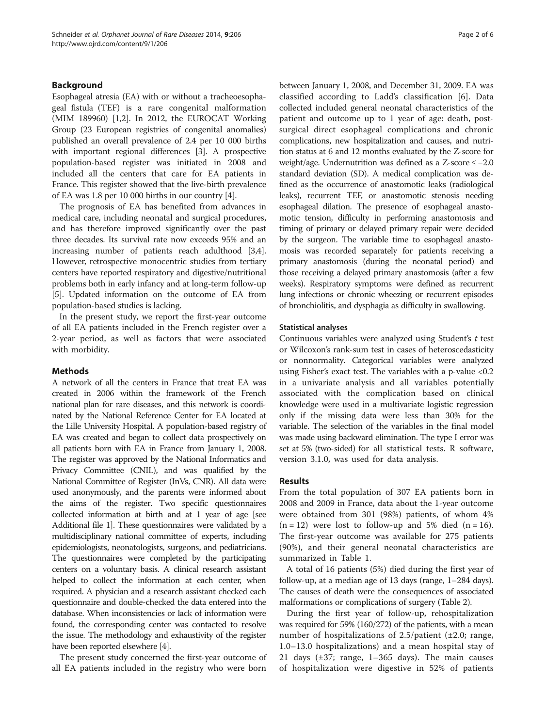## Background

Esophageal atresia (EA) with or without a tracheoesophageal fistula (TEF) is a rare congenital malformation (MIM 189960) [1,2]. In 2012, the EUROCAT Working Group (23 European registries of congenital anomalies) published an overall prevalence of 2.4 per 10 000 births with important regional differences [3]. A prospective population-based register was initiated in 2008 and included all the centers that care for EA patients in France. This register showed that the live-birth prevalence of EA was 1.8 per 10 000 births in our country [4].

The prognosis of EA has benefited from advances in medical care, including neonatal and surgical procedures, and has therefore improved significantly over the past three decades. Its survival rate now exceeds 95% and an increasing number of patients reach adulthood [3,4]. However, retrospective monocentric studies from tertiary centers have reported respiratory and digestive/nutritional problems both in early infancy and at long-term follow-up [5]. Updated information on the outcome of EA from population-based studies is lacking.

In the present study, we report the first-year outcome of all EA patients included in the French register over a 2-year period, as well as factors that were associated with morbidity.

## Methods

A network of all the centers in France that treat EA was created in 2006 within the framework of the French national plan for rare diseases, and this network is coordinated by the National Reference Center for EA located at the Lille University Hospital. A population-based registry of EA was created and began to collect data prospectively on all patients born with EA in France from January 1, 2008. The register was approved by the National Informatics and Privacy Committee (CNIL), and was qualified by the National Committee of Register (InVs, CNR). All data were used anonymously, and the parents were informed about the aims of the register. Two specific questionnaires collected information at birth and at 1 year of age [see Additional file 1]. These questionnaires were validated by a multidisciplinary national committee of experts, including epidemiologists, neonatologists, surgeons, and pediatricians. The questionnaires were completed by the participating centers on a voluntary basis. A clinical research assistant helped to collect the information at each center, when required. A physician and a research assistant checked each questionnaire and double-checked the data entered into the database. When inconsistencies or lack of information were found, the corresponding center was contacted to resolve the issue. The methodology and exhaustivity of the register have been reported elsewhere [4].

The present study concerned the first-year outcome of all EA patients included in the registry who were born between January 1, 2008, and December 31, 2009. EA was classified according to Ladd's classification [6]. Data collected included general neonatal characteristics of the patient and outcome up to 1 year of age: death, post-surgical direct esophageal complications and chronic complications, new hospitalization and causes, and nutrition status at 6 and 12 months evaluated by the Z-score for weight/age. Undernutrition was defined as a Z-score ≤ −2.0 standard deviation (SD). A medical complication was defined as the occurrence of anastomotic leaks (radiological leaks), recurrent TEF, or anastomotic stenosis needing esophageal dilation. The presence of esophageal anastomotic tension, difficulty in performing anastomosis and timing of primary or delayed primary repair were decided by the surgeon. The variable time to esophageal anastomosis was recorded separately for patients receiving a primary anastomosis (during the neonatal period) and those receiving a delayed primary anastomosis (after a few weeks). Respiratory symptoms were defined as recurrent lung infections or chronic wheezing or recurrent episodes of bronchiolitis, and dysphagia as difficulty in swallowing.

### Statistical analyses

Continuous variables were analyzed using Student's *t* test or Wilcoxon's rank-sum test in cases of heteroscedasticity or nonnormality. Categorical variables were analyzed using Fisher's exact test. The variables with a p-value <0.2 in a univariate analysis and all variables potentially associated with the complication based on clinical knowledge were used in a multivariate logistic regression only if the missing data were less than 30% for the variable. The selection of the variables in the final model was made using backward elimination. The type I error was set at 5% (two-sided) for all statistical tests. R software, version 3.1.0, was used for data analysis.

## Results

From the total population of 307 EA patients born in 2008 and 2009 in France, data about the 1-year outcome were obtained from 301 (98%) patients, of whom 4% (n = 12) were lost to follow-up and 5% died (n = 16). The first-year outcome was available for 275 patients (90%), and their general neonatal characteristics are summarized in Table 1.

A total of 16 patients (5%) died during the first year of follow-up, at a median age of 13 days (range, 1–284 days). The causes of death were the consequences of associated malformations or complications of surgery (Table 2).

During the first year of follow-up, rehospitalization was required for 59% (160/272) of the patients, with a mean number of hospitalizations of 2.5/patient (±2.0; range, 1.0–13.0 hospitalizations) and a mean hospital stay of 21 days (±37; range, 1–365 days). The main causes of hospitalization were digestive in 52% of patients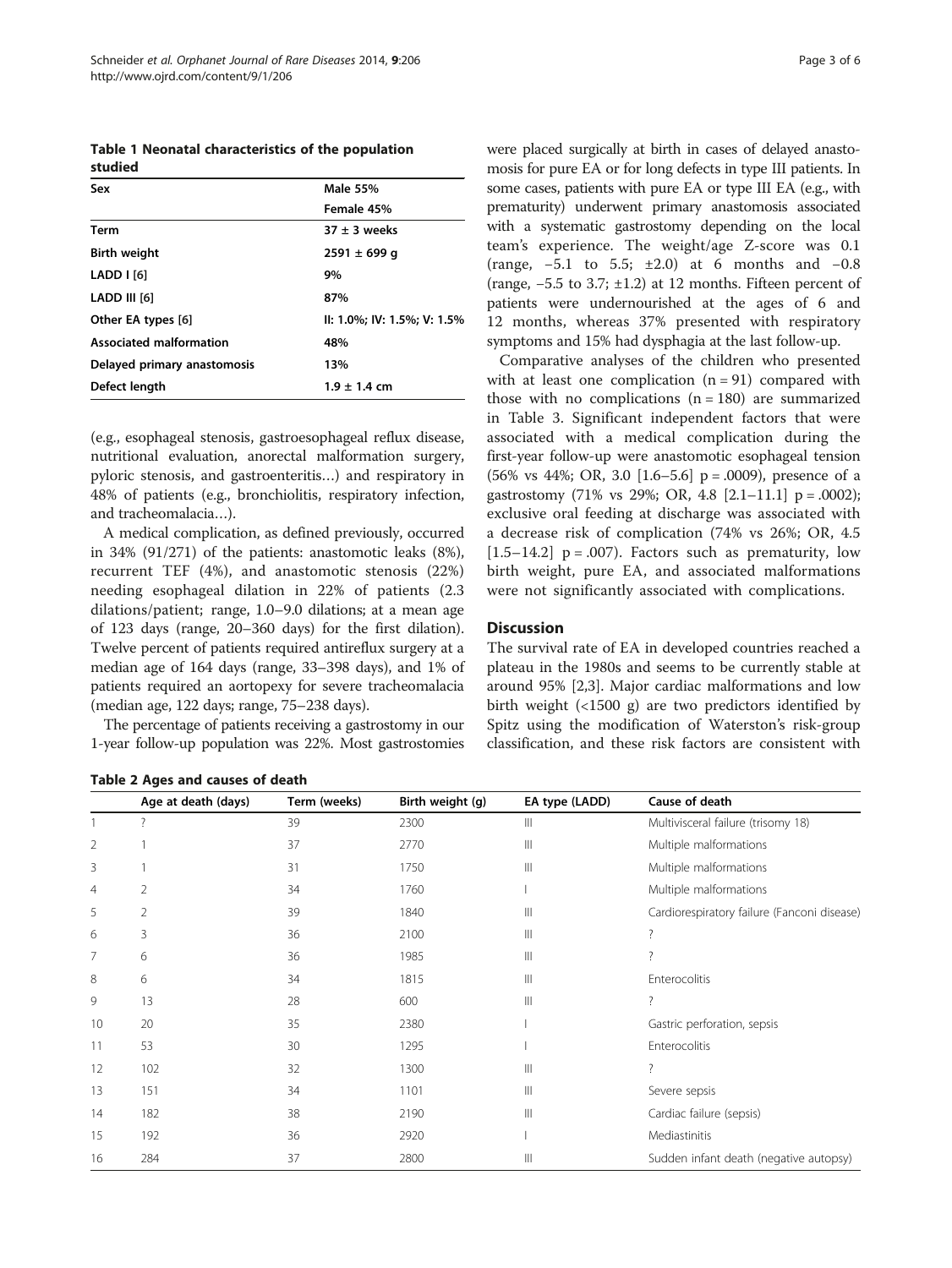**Table 1 Neonatal characteristics of the population studied**

| Sex | Male 55% |
|---|---|
| | Female 45% |
| Term | 37 ± 3 weeks |
| Birth weight | 2591 ± 699 g |
| LADD I [6] | 9% |
| LADD III [6] | 87% |
| Other EA types [6] | II: 1.0%; IV: 1.5%; V: 1.5% |
| Associated malformation | 48% |
| Delayed primary anastomosis | 13% |
| Defect length | 1.9 ± 1.4 cm |

(e.g., esophageal stenosis, gastroesophageal reflux disease, nutritional evaluation, anorectal malformation surgery, pyloric stenosis, and gastroenteritis…) and respiratory in 48% of patients (e.g., bronchiolitis, respiratory infection, and tracheomalacia…).

A medical complication, as defined previously, occurred in 34% (91/271) of the patients: anastomotic leaks (8%), recurrent TEF (4%), and anastomotic stenosis (22%) needing esophageal dilation in 22% of patients (2.3 dilations/patient; range, 1.0–9.0 dilations; at a mean age of 123 days (range, 20–360 days) for the first dilation). Twelve percent of patients required antireflux surgery at a median age of 164 days (range, 33–398 days), and 1% of patients required an aortopexy for severe tracheomalacia (median age, 122 days; range, 75–238 days).

The percentage of patients receiving a gastrostomy in our 1-year follow-up population was 22%. Most gastrostomies were placed surgically at birth in cases of delayed anastomosis for pure EA or for long defects in type III patients. In some cases, patients with pure EA or type III EA (e.g., with prematurity) underwent primary anastomosis associated with a systematic gastrostomy depending on the local team's experience. The weight/age Z-score was 0.1 (range, −5.1 to 5.5; ±2.0) at 6 months and −0.8 (range, −5.5 to 3.7; ±1.2) at 12 months. Fifteen percent of patients were undernourished at the ages of 6 and 12 months, whereas 37% presented with respiratory symptoms and 15% had dysphagia at the last follow-up.

Comparative analyses of the children who presented with at least one complication (n = 91) compared with those with no complications (n = 180) are summarized in Table 3. Significant independent factors that were associated with a medical complication during the first-year follow-up were anastomotic esophageal tension (56% vs 44%; OR, 3.0 [1.6–5.6] p = .0009), presence of a gastrostomy (71% vs 29%; OR, 4.8 [2.1–11.1] p = .0002); exclusive oral feeding at discharge was associated with a decrease risk of complication (74% vs 26%; OR, 4.5 [1.5–14.2] p = .007). Factors such as prematurity, low birth weight, pure EA, and associated malformations were not significantly associated with complications.

## Discussion

The survival rate of EA in developed countries reached a plateau in the 1980s and seems to be currently stable at around 95% [2,3]. Major cardiac malformations and low birth weight (<1500 g) are two predictors identified by Spitz using the modification of Waterston's risk-group classification, and these risk factors are consistent with

**Table 2 Ages and causes of death**

| | Age at death (days) | Term (weeks) | Birth weight (g) | EA type (LADD) | Cause of death |
|---|---|---|---|---|---|
| 1 | ? | 39 | 2300 | III | Multivisceral failure (trisomy 18) |
| 2 | 1 | 37 | 2770 | III | Multiple malformations |
| 3 | 1 | 31 | 1750 | III | Multiple malformations |
| 4 | 2 | 34 | 1760 | I | Multiple malformations |
| 5 | 2 | 39 | 1840 | III | Cardiorespiratory failure (Fanconi disease) |
| 6 | 3 | 36 | 2100 | III | ? |
| 7 | 6 | 36 | 1985 | III | ? |
| 8 | 6 | 34 | 1815 | III | Enterocolitis |
| 9 | 13 | 28 | 600 | III | ? |
| 10 | 20 | 35 | 2380 | I | Gastric perforation, sepsis |
| 11 | 53 | 30 | 1295 | I | Enterocolitis |
| 12 | 102 | 32 | 1300 | III | ? |
| 13 | 151 | 34 | 1101 | III | Severe sepsis |
| 14 | 182 | 38 | 2190 | III | Cardiac failure (sepsis) |
| 15 | 192 | 36 | 2920 | I | Mediastinitis |
| 16 | 284 | 37 | 2800 | III | Sudden infant death (negative autopsy) |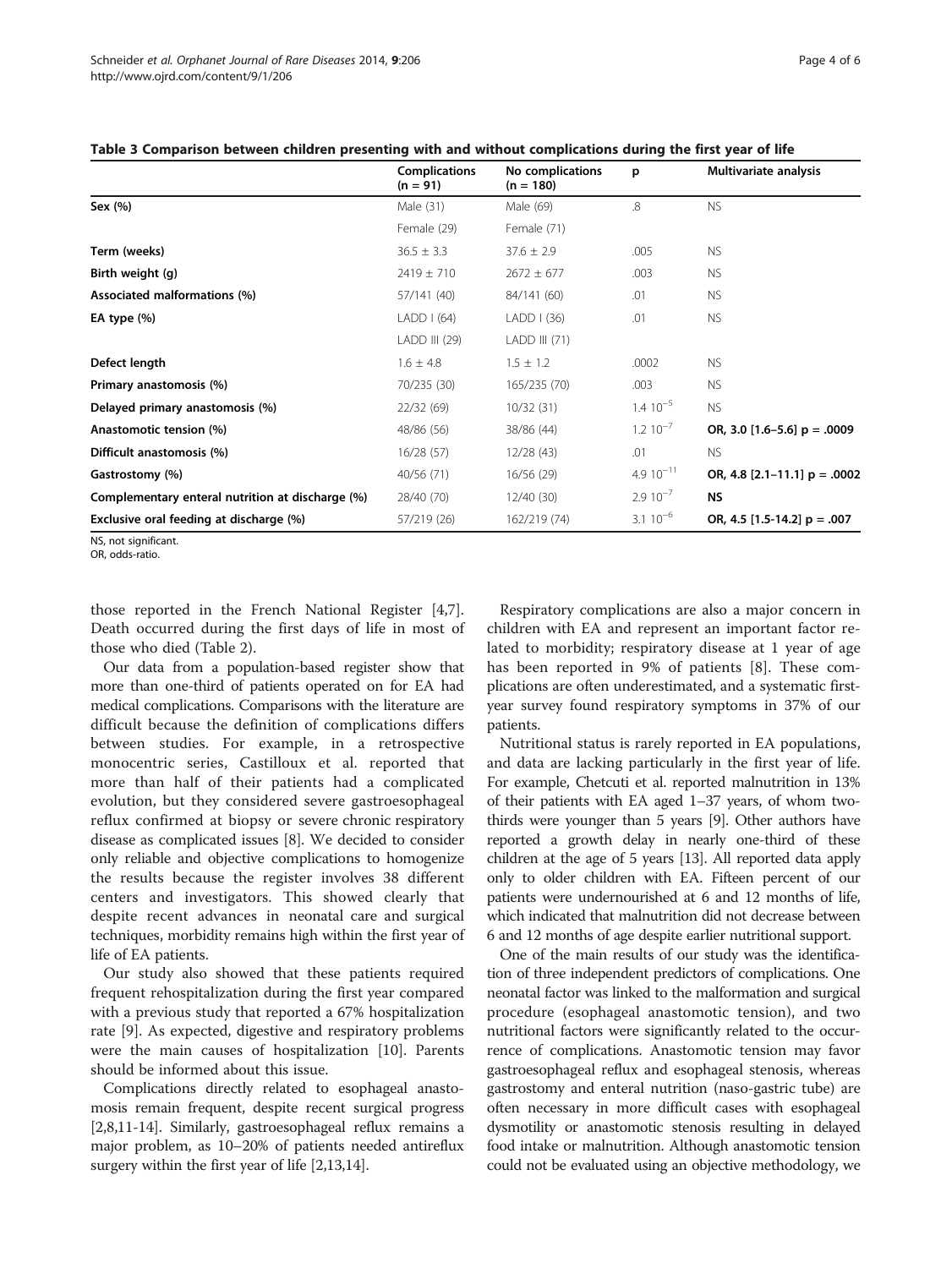**Table 3 Comparison between children presenting with and without complications during the first year of life**

| | Complications (n = 91) | No complications (n = 180) | p | Multivariate analysis |
|---|---|---|---|---|
| **Sex (%)** | Male (31) | Male (69) | .8 | NS |
| | Female (29) | Female (71) | | |
| **Term (weeks)** | 36.5 ± 3.3 | 37.6 ± 2.9 | .005 | NS |
| **Birth weight (g)** | 2419 ± 710 | 2672 ± 677 | .003 | NS |
| **Associated malformations (%)** | 57/141 (40) | 84/141 (60) | .01 | NS |
| **EA type (%)** | LADD I (64) | LADD I (36) | .01 | NS |
| | LADD III (29) | LADD III (71) | | |
| **Defect length** | 1.6 ± 4.8 | 1.5 ± 1.2 | .0002 | NS |
| **Primary anastomosis (%)** | 70/235 (30) | 165/235 (70) | .003 | NS |
| **Delayed primary anastomosis (%)** | 22/32 (69) | 10/32 (31) | $1.4\ 10^{-5}$ | NS |
| **Anastomotic tension (%)** | 48/86 (56) | 38/86 (44) | $1.2\ 10^{-7}$ | OR, 3.0 [1.6–5.6] p = .0009 |
| **Difficult anastomosis (%)** | 16/28 (57) | 12/28 (43) | .01 | NS |
| **Gastrostomy (%)** | 40/56 (71) | 16/56 (29) | $4.9\ 10^{-11}$ | OR, 4.8 [2.1–11.1] p = .0002 |
| **Complementary enteral nutrition at discharge (%)** | 28/40 (70) | 12/40 (30) | $2.9\ 10^{-7}$ | **NS** |
| **Exclusive oral feeding at discharge (%)** | 57/219 (26) | 162/219 (74) | $3.1\ 10^{-6}$ | OR, 4.5 [1.5-14.2] p = .007 |

NS, not significant.
OR, odds-ratio.

those reported in the French National Register [4,7]. Death occurred during the first days of life in most of those who died (Table 2).

Our data from a population-based register show that more than one-third of patients operated on for EA had medical complications. Comparisons with the literature are difficult because the definition of complications differs between studies. For example, in a retrospective monocentric series, Castilloux et al. reported that more than half of their patients had a complicated evolution, but they considered severe gastroesophageal reflux confirmed at biopsy or severe chronic respiratory disease as complicated issues [8]. We decided to consider only reliable and objective complications to homogenize the results because the register involves 38 different centers and investigators. This showed clearly that despite recent advances in neonatal care and surgical techniques, morbidity remains high within the first year of life of EA patients.

Our study also showed that these patients required frequent rehospitalization during the first year compared with a previous study that reported a 67% hospitalization rate [9]. As expected, digestive and respiratory problems were the main causes of hospitalization [10]. Parents should be informed about this issue.

Complications directly related to esophageal anastomosis remain frequent, despite recent surgical progress [2,8,11-14]. Similarly, gastroesophageal reflux remains a major problem, as 10–20% of patients needed antireflux surgery within the first year of life [2,13,14].

Respiratory complications are also a major concern in children with EA and represent an important factor related to morbidity; respiratory disease at 1 year of age has been reported in 9% of patients [8]. These complications are often underestimated, and a systematic first-year survey found respiratory symptoms in 37% of our patients.

Nutritional status is rarely reported in EA populations, and data are lacking particularly in the first year of life. For example, Chetcuti et al. reported malnutrition in 13% of their patients with EA aged 1–37 years, of whom two-thirds were younger than 5 years [9]. Other authors have reported a growth delay in nearly one-third of these children at the age of 5 years [13]. All reported data apply only to older children with EA. Fifteen percent of our patients were undernourished at 6 and 12 months of life, which indicated that malnutrition did not decrease between 6 and 12 months of age despite earlier nutritional support.

One of the main results of our study was the identification of three independent predictors of complications. One neonatal factor was linked to the malformation and surgical procedure (esophageal anastomotic tension), and two nutritional factors were significantly related to the occurrence of complications. Anastomotic tension may favor gastroesophageal reflux and esophageal stenosis, whereas gastrostomy and enteral nutrition (naso-gastric tube) are often necessary in more difficult cases with esophageal dysmotility or anastomotic stenosis resulting in delayed food intake or malnutrition. Although anastomotic tension could not be evaluated using an objective methodology, we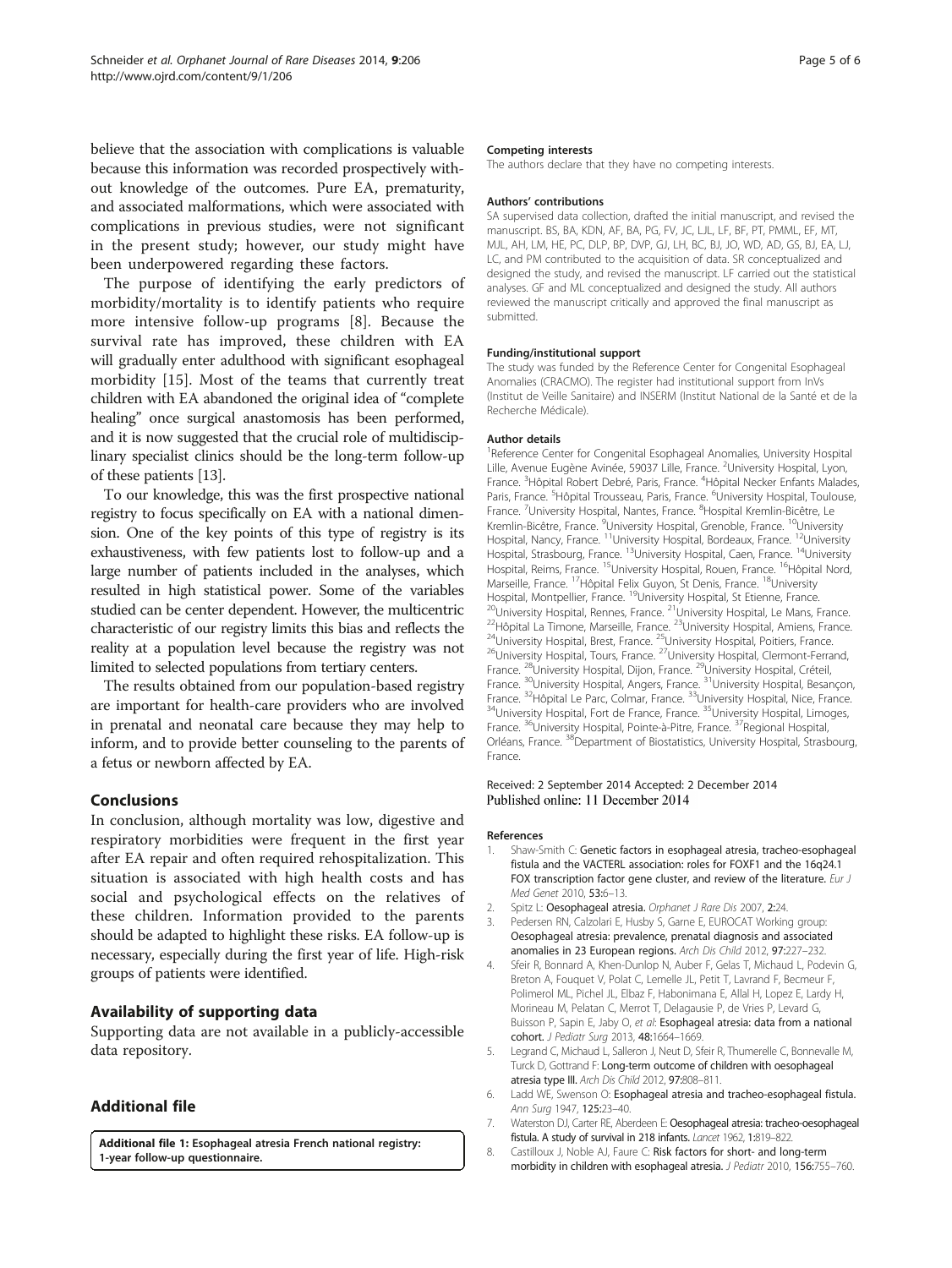believe that the association with complications is valuable because this information was recorded prospectively without knowledge of the outcomes. Pure EA, prematurity, and associated malformations, which were associated with complications in previous studies, were not significant in the present study; however, our study might have been underpowered regarding these factors.

The purpose of identifying the early predictors of morbidity/mortality is to identify patients who require more intensive follow-up programs [8]. Because the survival rate has improved, these children with EA will gradually enter adulthood with significant esophageal morbidity [15]. Most of the teams that currently treat children with EA abandoned the original idea of "complete healing" once surgical anastomosis has been performed, and it is now suggested that the crucial role of multidisciplinary specialist clinics should be the long-term follow-up of these patients [13].

To our knowledge, this was the first prospective national registry to focus specifically on EA with a national dimension. One of the key points of this type of registry is its exhaustiveness, with few patients lost to follow-up and a large number of patients included in the analyses, which resulted in high statistical power. Some of the variables studied can be center dependent. However, the multicentric characteristic of our registry limits this bias and reflects the reality at a population level because the registry was not limited to selected populations from tertiary centers.

The results obtained from our population-based registry are important for health-care providers who are involved in prenatal and neonatal care because they may help to inform, and to provide better counseling to the parents of a fetus or newborn affected by EA.

## Conclusions

In conclusion, although mortality was low, digestive and respiratory morbidities were frequent in the first year after EA repair and often required rehospitalization. This situation is associated with high health costs and has social and psychological effects on the relatives of these children. Information provided to the parents should be adapted to highlight these risks. EA follow-up is necessary, especially during the first year of life. High-risk groups of patients were identified.

## Availability of supporting data

Supporting data are not available in a publicly-accessible data repository.

## Additional file

**Additional file 1: Esophageal atresia French national registry: 1-year follow-up questionnaire.**

#### Competing interests

The authors declare that they have no competing interests.

#### Authors' contributions

SA supervised data collection, drafted the initial manuscript, and revised the manuscript. BS, BA, KDN, AF, BA, PG, FV, JC, LJL, LF, BF, PT, PMML, EF, MT, MJL, AH, LM, HE, PC, DLP, BP, DVP, GJ, LH, BC, BJ, JO, WD, AD, GS, BJ, EA, LJ, LC, and PM contributed to the acquisition of data. SR conceptualized and designed the study, and revised the manuscript. LF carried out the statistical analyses. GF and ML conceptualized and designed the study. All authors reviewed the manuscript critically and approved the final manuscript as submitted.

#### Funding/institutional support

The study was funded by the Reference Center for Congenital Esophageal Anomalies (CRACMO). The register had institutional support from InVs (Institut de Veille Sanitaire) and INSERM (Institut National de la Santé et de la Recherche Médicale).

#### Author details

[1]Reference Center for Congenital Esophageal Anomalies, University Hospital Lille, Avenue Eugène Avinée, 59037 Lille, France. [2]University Hospital, Lyon, France. [3]Hôpital Robert Debré, Paris, France. [4]Hôpital Necker Enfants Malades, Paris, France. [5]Hôpital Trousseau, Paris, France. [6]University Hospital, Toulouse, France. [7]University Hospital, Nantes, France. [8]Hospital Kremlin-Bicêtre, Le Kremlin-Bicêtre, France. [9]University Hospital, Grenoble, France. [10]University Hospital, Nancy, France. [11]University Hospital, Bordeaux, France. [12]University Hospital, Strasbourg, France. [13]University Hospital, Caen, France. [14]University Hospital, Reims, France. [15]University Hospital, Rouen, France. [16]Hôpital Nord, Marseille, France. [17]Hôpital Felix Guyon, St Denis, France. [18]University Hospital, Montpellier, France. [19]University Hospital, St Etienne, France. [20]University Hospital, Rennes, France. [21]University Hospital, Le Mans, France. [22]Hôpital La Timone, Marseille, France. [23]University Hospital, Amiens, France. [24]University Hospital, Brest, France. [25]University Hospital, Poitiers, France. [26]University Hospital, Tours, France. [27]University Hospital, Clermont-Ferrand, France. [28]University Hospital, Dijon, France. [29]University Hospital, Créteil, France. [30]University Hospital, Angers, France. [31]University Hospital, Besançon, France. [32]Hôpital Le Parc, Colmar, France. [33]University Hospital, Nice, France. [34]University Hospital, Fort de France, France. [35]University Hospital, Limoges, France. [36]University Hospital, Pointe-à-Pitre, France. [37]Regional Hospital, Orléans, France. [38]Department of Biostatistics, University Hospital, Strasbourg, France.

Received: 2 September 2014 Accepted: 2 December 2014
Published online: 11 December 2014

#### References

1. Shaw-Smith C: **Genetic factors in esophageal atresia, tracheo-esophageal fistula and the VACTERL association: roles for FOXF1 and the 16q24.1 FOX transcription factor gene cluster, and review of the literature.** *Eur J Med Genet* 2010, **53:**6–13.
2. Spitz L: **Oesophageal atresia.** *Orphanet J Rare Dis* 2007, **2:**24.
3. Pedersen RN, Calzolari E, Husby S, Garne E, EUROCAT Working group: **Oesophageal atresia: prevalence, prenatal diagnosis and associated anomalies in 23 European regions.** *Arch Dis Child* 2012, **97:**227–232.
4. Sfeir R, Bonnard A, Khen-Dunlop N, Auber F, Gelas T, Michaud L, Podevin G, Breton A, Fouquet V, Polat C, Lemelle JL, Petit T, Lavrand F, Becmeur F, Polimerol ML, Pichel JL, Elbaz F, Habonimana E, Allal H, Lopez E, Lardy H, Morineau M, Pelatan C, Merrot T, Delagausie P, de Vries P, Levard G, Buisson P, Sapin E, Jaby O, *et al*: **Esophageal atresia: data from a national cohort.** *J Pediatr Surg* 2013, **48:**1664–1669.
5. Legrand C, Michaud L, Salleron J, Neut D, Sfeir R, Thumerelle C, Bonnevalle M, Turck D, Gottrand F: **Long-term outcome of children with oesophageal atresia type III.** *Arch Dis Child* 2012, **97:**808–811.
6. Ladd WE, Swenson O: **Esophageal atresia and tracheo-esophageal fistula.** *Ann Surg* 1947, **125:**23–40.
7. Waterston DJ, Carter RE, Aberdeen E: **Oesophageal atresia: tracheo-oesophageal fistula. A study of survival in 218 infants.** *Lancet* 1962, **1:**819–822.
8. Castilloux J, Noble AJ, Faure C: **Risk factors for short- and long-term morbidity in children with esophageal atresia.** *J Pediatr* 2010, **156:**755–760.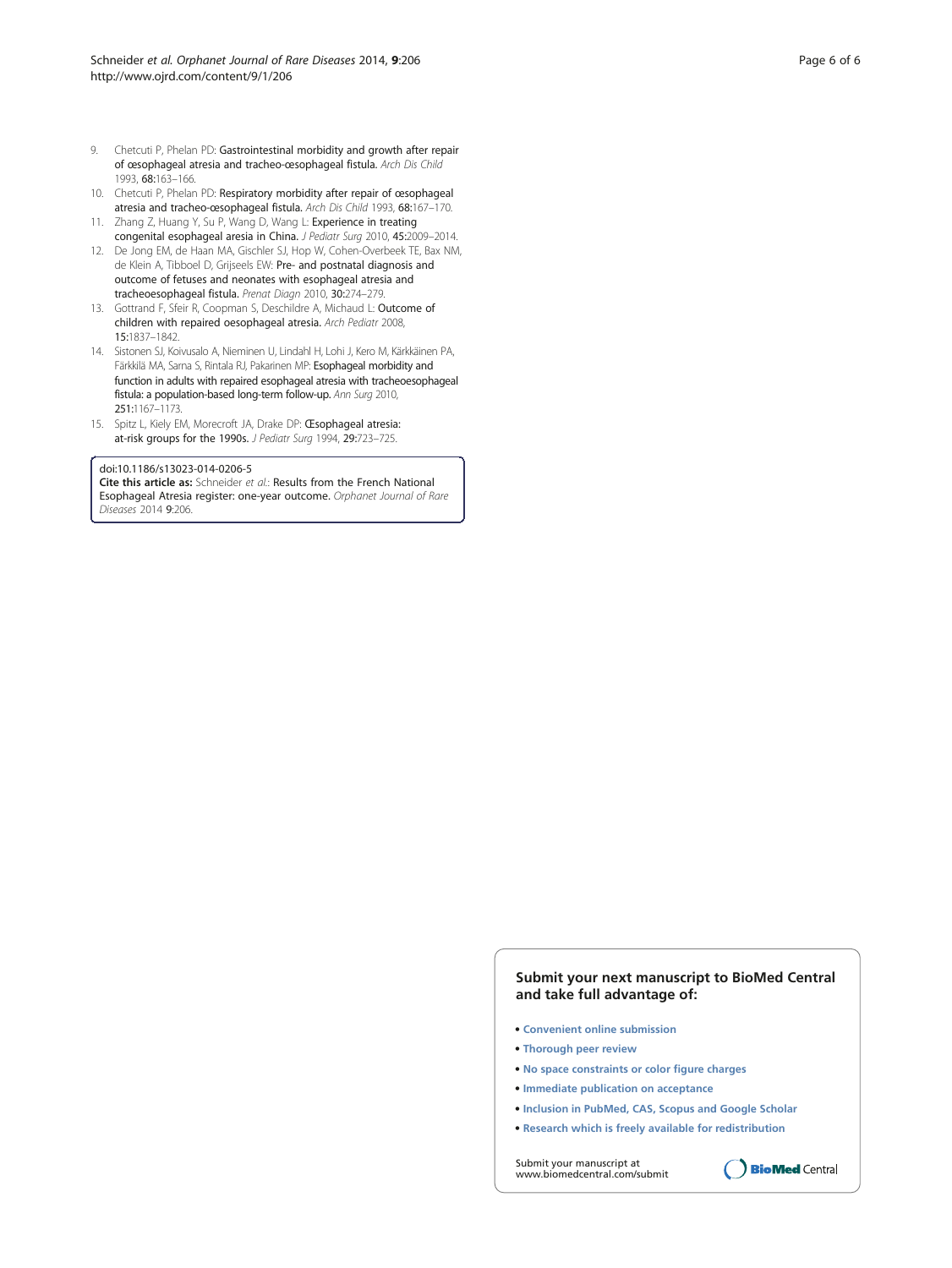9. Chetcuti P, Phelan PD: **Gastrointestinal morbidity and growth after repair of œsophageal atresia and tracheo-œsophageal fistula.** *Arch Dis Child* 1993, **68:**163–166.
10. Chetcuti P, Phelan PD: **Respiratory morbidity after repair of œsophageal atresia and tracheo-œsophageal fistula.** *Arch Dis Child* 1993, **68:**167–170.
11. Zhang Z, Huang Y, Su P, Wang D, Wang L: **Experience in treating congenital esophageal aresia in China.** *J Pediatr Surg* 2010, **45:**2009–2014.
12. De Jong EM, de Haan MA, Gischler SJ, Hop W, Cohen-Overbeek TE, Bax NM, de Klein A, Tibboel D, Grijseels EW: **Pre- and postnatal diagnosis and outcome of fetuses and neonates with esophageal atresia and tracheoesophageal fistula.** *Prenat Diagn* 2010, **30:**274–279.
13. Gottrand F, Sfeir R, Coopman S, Deschildre A, Michaud L: **Outcome of children with repaired oesophageal atresia.** *Arch Pediatr* 2008, **15:**1837–1842.
14. Sistonen SJ, Koivusalo A, Nieminen U, Lindahl H, Lohi J, Kero M, Kärkkäinen PA, Färkkilä MA, Sarna S, Rintala RJ, Pakarinen MP: **Esophageal morbidity and function in adults with repaired esophageal atresia with tracheoesophageal fistula: a population-based long-term follow-up.** *Ann Surg* 2010, **251:**1167–1173.
15. Spitz L, Kiely EM, Morecroft JA, Drake DP: **Œsophageal atresia: at-risk groups for the 1990s.** *J Pediatr Surg* 1994, **29:**723–725.

doi:10.1186/s13023-014-0206-5
**Cite this article as:** Schneider *et al.*: **Results from the French National Esophageal Atresia register: one-year outcome.** *Orphanet Journal of Rare Diseases* 2014 **9**:206.

**Submit your next manuscript to BioMed Central and take full advantage of:**

- **Convenient online submission**
- **Thorough peer review**
- **No space constraints or color figure charges**
- **Immediate publication on acceptance**
- **Inclusion in PubMed, CAS, Scopus and Google Scholar**
- **Research which is freely available for redistribution**

Submit your manuscript at
www.biomedcentral.com/submit

BioMed Central